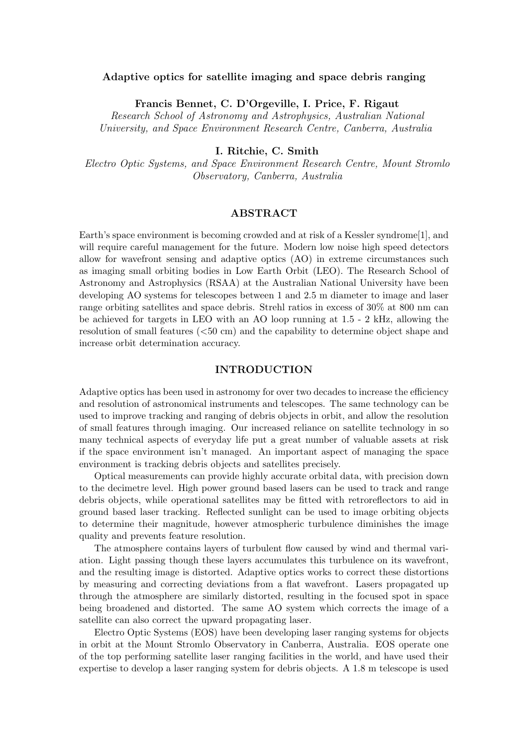# Adaptive optics for satellite imaging and space debris ranging

**Francis Bennet, C. D'Orgeville, I. Price, F. Rigaut**

*Research School of Astronomy and Astrophysics, Australian National University, and Space Environment Research Centre, Canberra, Australia*

**I. Ritchie, C. Smith**

*Electro Optic Systems, and Space Environment Research Centre, Mount Stromlo Observatory, Canberra, Australia*

## ABSTRACT

Earth's space environment is becoming crowded and at risk of a Kessler syndrome[1], and will require careful management for the future. Modern low noise high speed detectors allow for wavefront sensing and adaptive optics (AO) in extreme circumstances such as imaging small orbiting bodies in Low Earth Orbit (LEO). The Research School of Astronomy and Astrophysics (RSAA) at the Australian National University have been developing AO systems for telescopes between 1 and 2.5 m diameter to image and laser range orbiting satellites and space debris. Strehl ratios in excess of 30% at 800 nm can be achieved for targets in LEO with an AO loop running at 1.5 - 2 kHz, allowing the resolution of small features (<50 cm) and the capability to determine object shape and increase orbit determination accuracy.

## INTRODUCTION

Adaptive optics has been used in astronomy for over two decades to increase the efficiency and resolution of astronomical instruments and telescopes. The same technology can be used to improve tracking and ranging of debris objects in orbit, and allow the resolution of small features through imaging. Our increased reliance on satellite technology in so many technical aspects of everyday life put a great number of valuable assets at risk if the space environment isn't managed. An important aspect of managing the space environment is tracking debris objects and satellites precisely.

Optical measurements can provide highly accurate orbital data, with precision down to the decimetre level. High power ground based lasers can be used to track and range debris objects, while operational satellites may be fitted with retroreflectors to aid in ground based laser tracking. Reflected sunlight can be used to image orbiting objects to determine their magnitude, however atmospheric turbulence diminishes the image quality and prevents feature resolution.

The atmosphere contains layers of turbulent flow caused by wind and thermal variation. Light passing though these layers accumulates this turbulence on its wavefront, and the resulting image is distorted. Adaptive optics works to correct these distortions by measuring and correcting deviations from a flat wavefront. Lasers propagated up through the atmosphere are similarly distorted, resulting in the focused spot in space being broadened and distorted. The same AO system which corrects the image of a satellite can also correct the upward propagating laser.

Electro Optic Systems (EOS) have been developing laser ranging systems for objects in orbit at the Mount Stromlo Observatory in Canberra, Australia. EOS operate one of the top performing satellite laser ranging facilities in the world, and have used their expertise to develop a laser ranging system for debris objects. A 1.8 m telescope is used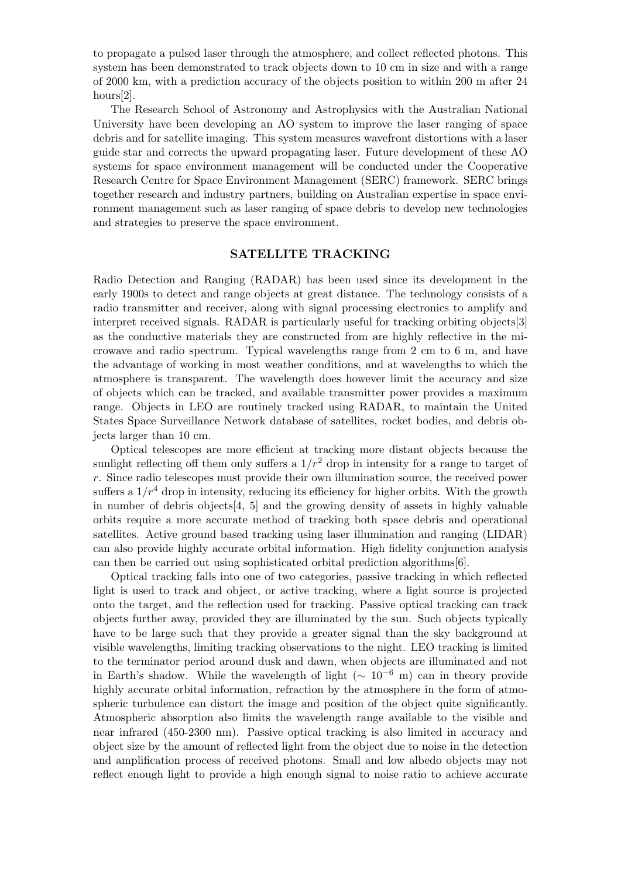to propagate a pulsed laser through the atmosphere, and collect reflected photons. This system has been demonstrated to track objects down to 10 cm in size and with a range of 2000 km, with a prediction accuracy of the objects position to within 200 m after 24 hours[2].

The Research School of Astronomy and Astrophysics with the Australian National University have been developing an AO system to improve the laser ranging of space debris and for satellite imaging. This system measures wavefront distortions with a laser guide star and corrects the upward propagating laser. Future development of these AO systems for space environment management will be conducted under the Cooperative Research Centre for Space Environment Management (SERC) framework. SERC brings together research and industry partners, building on Australian expertise in space environment management such as laser ranging of space debris to develop new technologies and strategies to preserve the space environment.

## SATELLITE TRACKING

Radio Detection and Ranging (RADAR) has been used since its development in the early 1900s to detect and range objects at great distance. The technology consists of a radio transmitter and receiver, along with signal processing electronics to amplify and interpret received signals. RADAR is particularly useful for tracking orbiting objects[3] as the conductive materials they are constructed from are highly reflective in the microwave and radio spectrum. Typical wavelengths range from 2 cm to 6 m, and have the advantage of working in most weather conditions, and at wavelengths to which the atmosphere is transparent. The wavelength does however limit the accuracy and size of objects which can be tracked, and available transmitter power provides a maximum range. Objects in LEO are routinely tracked using RADAR, to maintain the United States Space Surveillance Network database of satellites, rocket bodies, and debris objects larger than 10 cm.

Optical telescopes are more efficient at tracking more distant objects because the sunlight reflecting off them only suffers a $1/r^2$ drop in intensity for a range to target of $r$. Since radio telescopes must provide their own illumination source, the received power suffers a $1/r^4$ drop in intensity, reducing its efficiency for higher orbits. With the growth in number of debris objects[4, 5] and the growing density of assets in highly valuable orbits require a more accurate method of tracking both space debris and operational satellites. Active ground based tracking using laser illumination and ranging (LIDAR) can also provide highly accurate orbital information. High fidelity conjunction analysis can then be carried out using sophisticated orbital prediction algorithms[6].

Optical tracking falls into one of two categories, passive tracking in which reflected light is used to track and object, or active tracking, where a light source is projected onto the target, and the reflection used for tracking. Passive optical tracking can track objects further away, provided they are illuminated by the sun. Such objects typically have to be large such that they provide a greater signal than the sky background at visible wavelengths, limiting tracking observations to the night. LEO tracking is limited to the terminator period around dusk and dawn, when objects are illuminated and not in Earth's shadow. While the wavelength of light ($\sim 10^{-6}$ m) can in theory provide highly accurate orbital information, refraction by the atmosphere in the form of atmospheric turbulence can distort the image and position of the object quite significantly. Atmospheric absorption also limits the wavelength range available to the visible and near infrared (450-2300 nm). Passive optical tracking is also limited in accuracy and object size by the amount of reflected light from the object due to noise in the detection and amplification process of received photons. Small and low albedo objects may not reflect enough light to provide a high enough signal to noise ratio to achieve accurate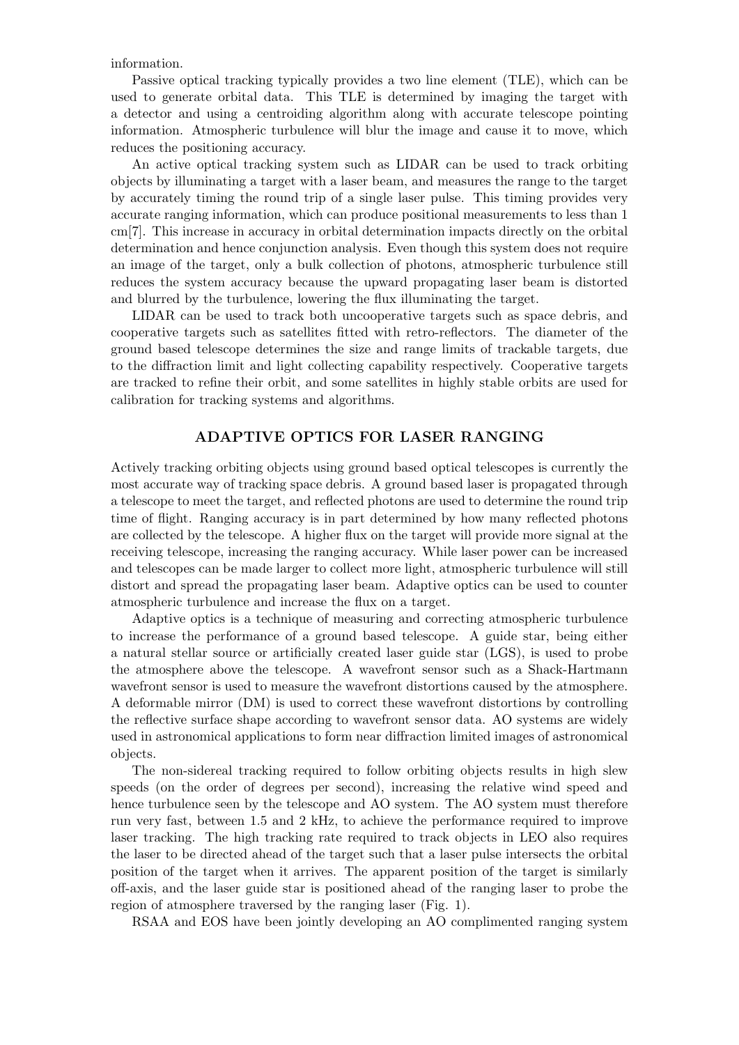information.

Passive optical tracking typically provides a two line element (TLE), which can be used to generate orbital data. This TLE is determined by imaging the target with a detector and using a centroiding algorithm along with accurate telescope pointing information. Atmospheric turbulence will blur the image and cause it to move, which reduces the positioning accuracy.

An active optical tracking system such as LIDAR can be used to track orbiting objects by illuminating a target with a laser beam, and measures the range to the target by accurately timing the round trip of a single laser pulse. This timing provides very accurate ranging information, which can produce positional measurements to less than 1 cm[7]. This increase in accuracy in orbital determination impacts directly on the orbital determination and hence conjunction analysis. Even though this system does not require an image of the target, only a bulk collection of photons, atmospheric turbulence still reduces the system accuracy because the upward propagating laser beam is distorted and blurred by the turbulence, lowering the flux illuminating the target.

LIDAR can be used to track both uncooperative targets such as space debris, and cooperative targets such as satellites fitted with retro-reflectors. The diameter of the ground based telescope determines the size and range limits of trackable targets, due to the diffraction limit and light collecting capability respectively. Cooperative targets are tracked to refine their orbit, and some satellites in highly stable orbits are used for calibration for tracking systems and algorithms.

## ADAPTIVE OPTICS FOR LASER RANGING

Actively tracking orbiting objects using ground based optical telescopes is currently the most accurate way of tracking space debris. A ground based laser is propagated through a telescope to meet the target, and reflected photons are used to determine the round trip time of flight. Ranging accuracy is in part determined by how many reflected photons are collected by the telescope. A higher flux on the target will provide more signal at the receiving telescope, increasing the ranging accuracy. While laser power can be increased and telescopes can be made larger to collect more light, atmospheric turbulence will still distort and spread the propagating laser beam. Adaptive optics can be used to counter atmospheric turbulence and increase the flux on a target.

Adaptive optics is a technique of measuring and correcting atmospheric turbulence to increase the performance of a ground based telescope. A guide star, being either a natural stellar source or artificially created laser guide star (LGS), is used to probe the atmosphere above the telescope. A wavefront sensor such as a Shack-Hartmann wavefront sensor is used to measure the wavefront distortions caused by the atmosphere. A deformable mirror (DM) is used to correct these wavefront distortions by controlling the reflective surface shape according to wavefront sensor data. AO systems are widely used in astronomical applications to form near diffraction limited images of astronomical objects.

The non-sidereal tracking required to follow orbiting objects results in high slew speeds (on the order of degrees per second), increasing the relative wind speed and hence turbulence seen by the telescope and AO system. The AO system must therefore run very fast, between 1.5 and 2 kHz, to achieve the performance required to improve laser tracking. The high tracking rate required to track objects in LEO also requires the laser to be directed ahead of the target such that a laser pulse intersects the orbital position of the target when it arrives. The apparent position of the target is similarly off-axis, and the laser guide star is positioned ahead of the ranging laser to probe the region of atmosphere traversed by the ranging laser (Fig. 1).

RSAA and EOS have been jointly developing an AO complimented ranging system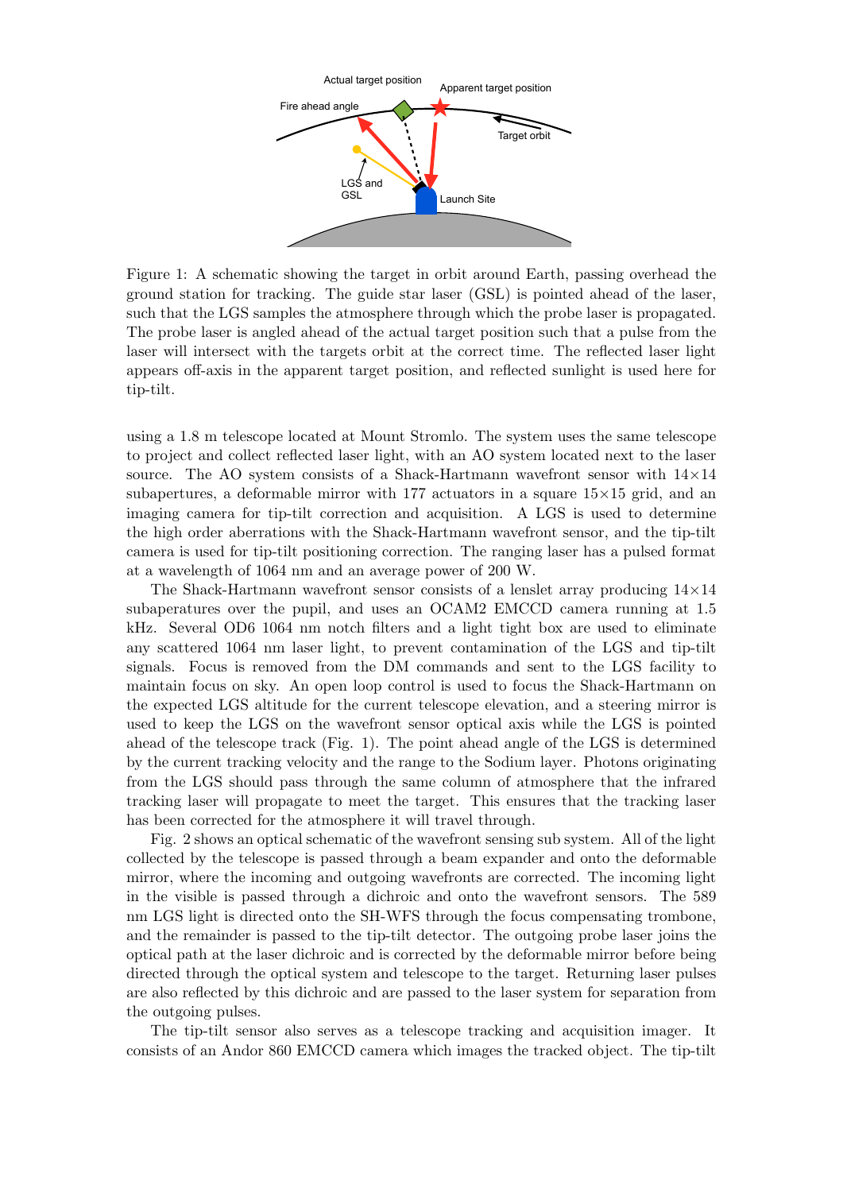Figure 1: A schematic showing the target in orbit around Earth, passing overhead the ground station for tracking. The guide star laser (GSL) is pointed ahead of the laser, such that the LGS samples the atmosphere through which the probe laser is propagated. The probe laser is angled ahead of the actual target position such that a pulse from the laser will intersect with the targets orbit at the correct time. The reflected laser light appears off-axis in the apparent target position, and reflected sunlight is used here for tip-tilt.

using a 1.8 m telescope located at Mount Stromlo. The system uses the same telescope to project and collect reflected laser light, with an AO system located next to the laser source. The AO system consists of a Shack-Hartmann wavefront sensor with 14×14 subapertures, a deformable mirror with 177 actuators in a square 15×15 grid, and an imaging camera for tip-tilt correction and acquisition. A LGS is used to determine the high order aberrations with the Shack-Hartmann wavefront sensor, and the tip-tilt camera is used for tip-tilt positioning correction. The ranging laser has a pulsed format at a wavelength of 1064 nm and an average power of 200 W.

The Shack-Hartmann wavefront sensor consists of a lenslet array producing 14×14 subaperatures over the pupil, and uses an OCAM2 EMCCD camera running at 1.5 kHz. Several OD6 1064 nm notch filters and a light tight box are used to eliminate any scattered 1064 nm laser light, to prevent contamination of the LGS and tip-tilt signals. Focus is removed from the DM commands and sent to the LGS facility to maintain focus on sky. An open loop control is used to focus the Shack-Hartmann on the expected LGS altitude for the current telescope elevation, and a steering mirror is used to keep the LGS on the wavefront sensor optical axis while the LGS is pointed ahead of the telescope track (Fig. 1). The point ahead angle of the LGS is determined by the current tracking velocity and the range to the Sodium layer. Photons originating from the LGS should pass through the same column of atmosphere that the infrared tracking laser will propagate to meet the target. This ensures that the tracking laser has been corrected for the atmosphere it will travel through.

Fig. 2 shows an optical schematic of the wavefront sensing sub system. All of the light collected by the telescope is passed through a beam expander and onto the deformable mirror, where the incoming and outgoing wavefronts are corrected. The incoming light in the visible is passed through a dichroic and onto the wavefront sensors. The 589 nm LGS light is directed onto the SH-WFS through the focus compensating trombone, and the remainder is passed to the tip-tilt detector. The outgoing probe laser joins the optical path at the laser dichroic and is corrected by the deformable mirror before being directed through the optical system and telescope to the target. Returning laser pulses are also reflected by this dichroic and are passed to the laser system for separation from the outgoing pulses.

The tip-tilt sensor also serves as a telescope tracking and acquisition imager. It consists of an Andor 860 EMCCD camera which images the tracked object. The tip-tilt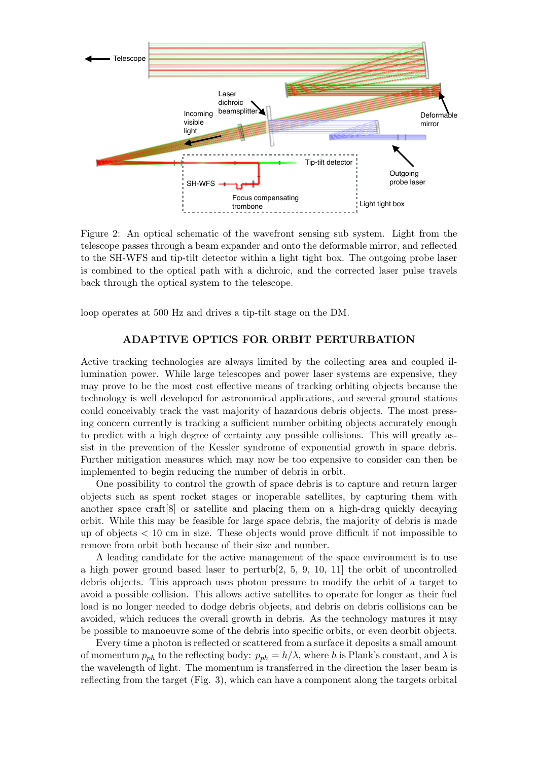Figure 2: An optical schematic of the wavefront sensing sub system. Light from the telescope passes through a beam expander and onto the deformable mirror, and reflected to the SH-WFS and tip-tilt detector within a light tight box. The outgoing probe laser is combined to the optical path with a dichroic, and the corrected laser pulse travels back through the optical system to the telescope.

loop operates at 500 Hz and drives a tip-tilt stage on the DM.

## ADAPTIVE OPTICS FOR ORBIT PERTURBATION

Active tracking technologies are always limited by the collecting area and coupled illumination power. While large telescopes and power laser systems are expensive, they may prove to be the most cost effective means of tracking orbiting objects because the technology is well developed for astronomical applications, and several ground stations could conceivably track the vast majority of hazardous debris objects. The most pressing concern currently is tracking a sufficient number orbiting objects accurately enough to predict with a high degree of certainty any possible collisions. This will greatly assist in the prevention of the Kessler syndrome of exponential growth in space debris. Further mitigation measures which may now be too expensive to consider can then be implemented to begin reducing the number of debris in orbit.

One possibility to control the growth of space debris is to capture and return larger objects such as spent rocket stages or inoperable satellites, by capturing them with another space craft[8] or satellite and placing them on a high-drag quickly decaying orbit. While this may be feasible for large space debris, the majority of debris is made up of objects < 10 cm in size. These objects would prove difficult if not impossible to remove from orbit both because of their size and number.

A leading candidate for the active management of the space environment is to use a high power ground based laser to perturb[2, 5, 9, 10, 11] the orbit of uncontrolled debris objects. This approach uses photon pressure to modify the orbit of a target to avoid a possible collision. This allows active satellites to operate for longer as their fuel load is no longer needed to dodge debris objects, and debris on debris collisions can be avoided, which reduces the overall growth in debris. As the technology matures it may be possible to manoeuvre some of the debris into specific orbits, or even deorbit objects.

Every time a photon is reflected or scattered from a surface it deposits a small amount of momentum $p_{ph}$ to the reflecting body: $p_{ph} = h/\lambda$, where $h$ is Plank's constant, and $\lambda$ is the wavelength of light. The momentum is transferred in the direction the laser beam is reflecting from the target (Fig. 3), which can have a component along the targets orbital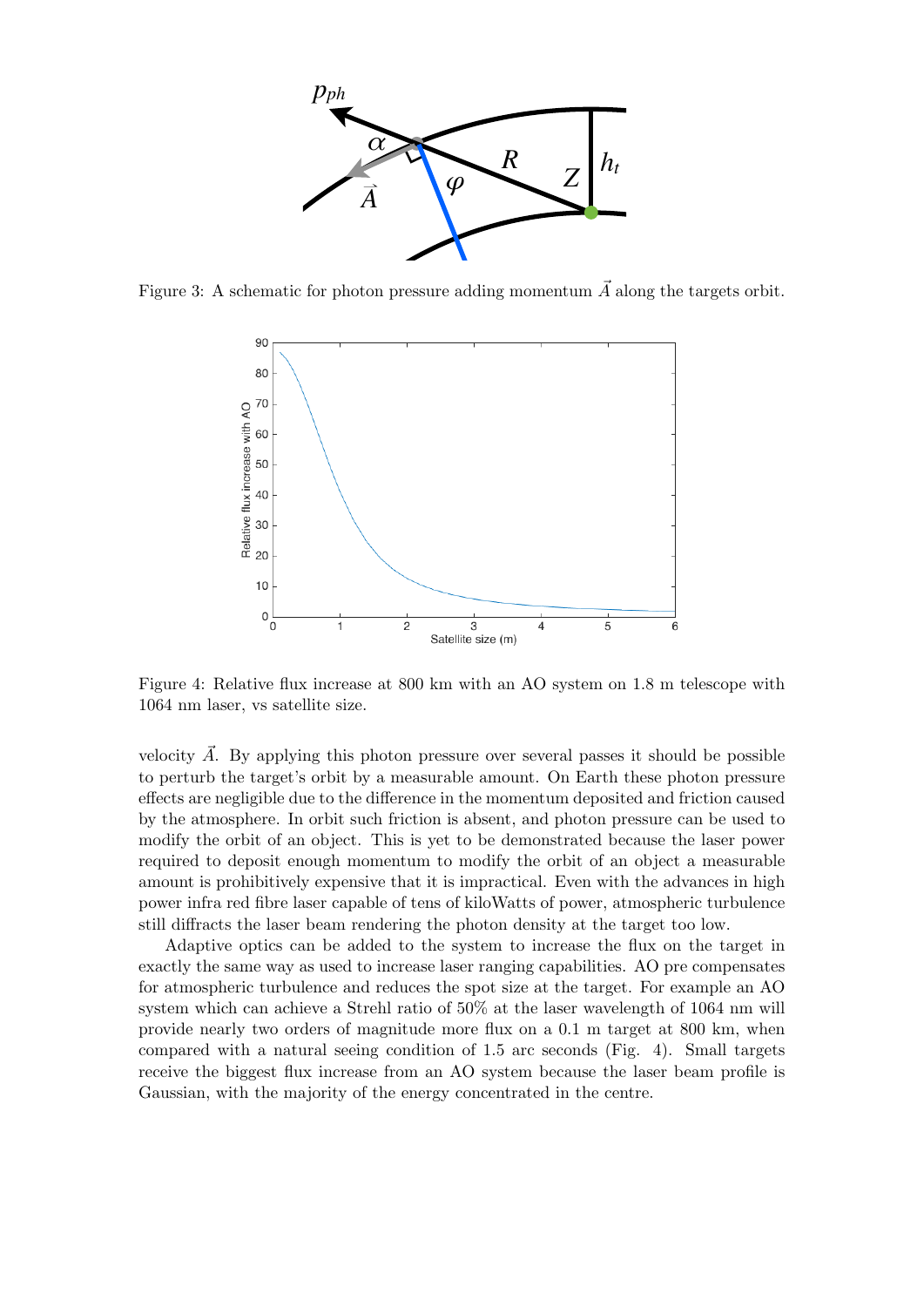Figure 3: A schematic for photon pressure adding momentum $\vec{A}$ along the targets orbit.

Figure 4: Relative flux increase at 800 km with an AO system on 1.8 m telescope with 1064 nm laser, vs satellite size.

velocity $\vec{A}$. By applying this photon pressure over several passes it should be possible to perturb the target's orbit by a measurable amount. On Earth these photon pressure effects are negligible due to the difference in the momentum deposited and friction caused by the atmosphere. In orbit such friction is absent, and photon pressure can be used to modify the orbit of an object. This is yet to be demonstrated because the laser power required to deposit enough momentum to modify the orbit of an object a measurable amount is prohibitively expensive that it is impractical. Even with the advances in high power infra red fibre laser capable of tens of kiloWatts of power, atmospheric turbulence still diffracts the laser beam rendering the photon density at the target too low.

Adaptive optics can be added to the system to increase the flux on the target in exactly the same way as used to increase laser ranging capabilities. AO pre compensates for atmospheric turbulence and reduces the spot size at the target. For example an AO system which can achieve a Strehl ratio of 50% at the laser wavelength of 1064 nm will provide nearly two orders of magnitude more flux on a 0.1 m target at 800 km, when compared with a natural seeing condition of 1.5 arc seconds (Fig. 4). Small targets receive the biggest flux increase from an AO system because the laser beam profile is Gaussian, with the majority of the energy concentrated in the centre.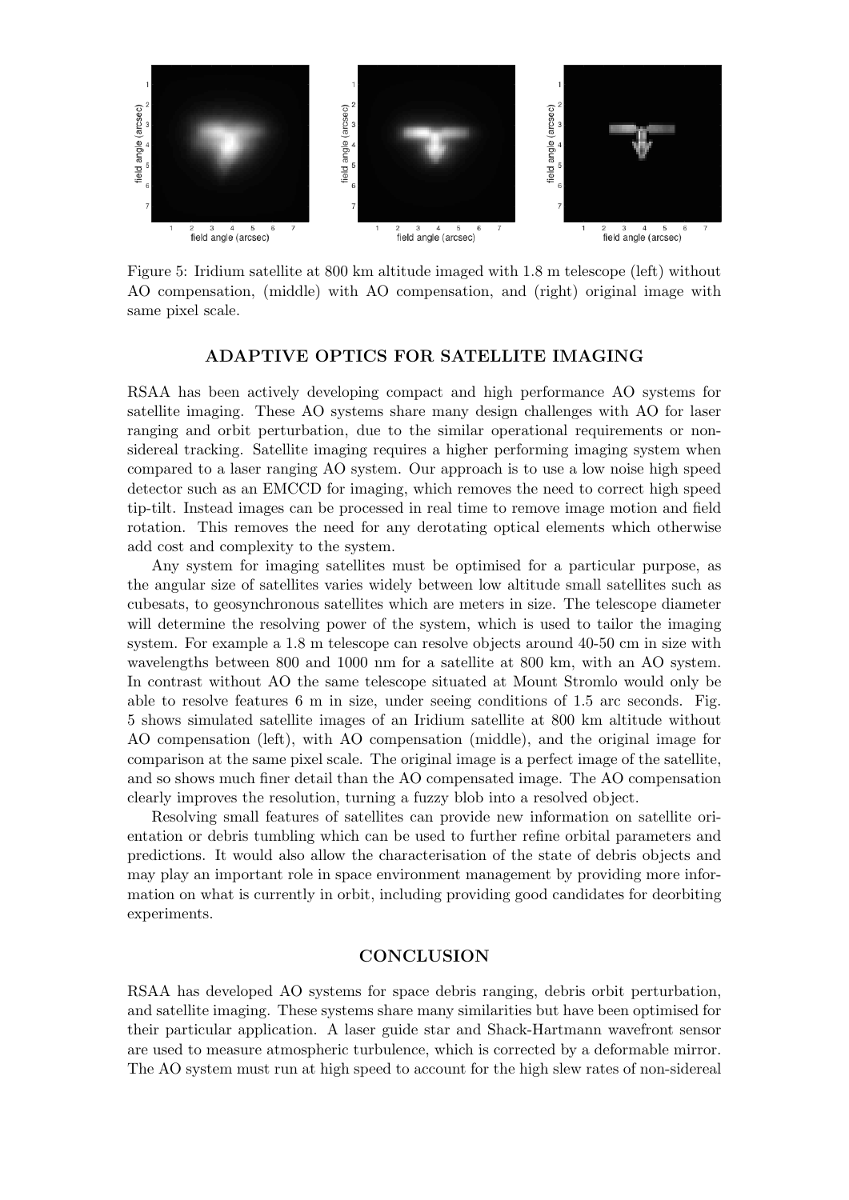Figure 5: Iridium satellite at 800 km altitude imaged with 1.8 m telescope (left) without AO compensation, (middle) with AO compensation, and (right) original image with same pixel scale.

## ADAPTIVE OPTICS FOR SATELLITE IMAGING

RSAA has been actively developing compact and high performance AO systems for satellite imaging. These AO systems share many design challenges with AO for laser ranging and orbit perturbation, due to the similar operational requirements or non-sidereal tracking. Satellite imaging requires a higher performing imaging system when compared to a laser ranging AO system. Our approach is to use a low noise high speed detector such as an EMCCD for imaging, which removes the need to correct high speed tip-tilt. Instead images can be processed in real time to remove image motion and field rotation. This removes the need for any derotating optical elements which otherwise add cost and complexity to the system.

Any system for imaging satellites must be optimised for a particular purpose, as the angular size of satellites varies widely between low altitude small satellites such as cubesats, to geosynchronous satellites which are meters in size. The telescope diameter will determine the resolving power of the system, which is used to tailor the imaging system. For example a 1.8 m telescope can resolve objects around 40-50 cm in size with wavelengths between 800 and 1000 nm for a satellite at 800 km, with an AO system. In contrast without AO the same telescope situated at Mount Stromlo would only be able to resolve features 6 m in size, under seeing conditions of 1.5 arc seconds. Fig. 5 shows simulated satellite images of an Iridium satellite at 800 km altitude without AO compensation (left), with AO compensation (middle), and the original image for comparison at the same pixel scale. The original image is a perfect image of the satellite, and so shows much finer detail than the AO compensated image. The AO compensation clearly improves the resolution, turning a fuzzy blob into a resolved object.

Resolving small features of satellites can provide new information on satellite orientation or debris tumbling which can be used to further refine orbital parameters and predictions. It would also allow the characterisation of the state of debris objects and may play an important role in space environment management by providing more information on what is currently in orbit, including providing good candidates for deorbiting experiments.

## CONCLUSION

RSAA has developed AO systems for space debris ranging, debris orbit perturbation, and satellite imaging. These systems share many similarities but have been optimised for their particular application. A laser guide star and Shack-Hartmann wavefront sensor are used to measure atmospheric turbulence, which is corrected by a deformable mirror. The AO system must run at high speed to account for the high slew rates of non-sidereal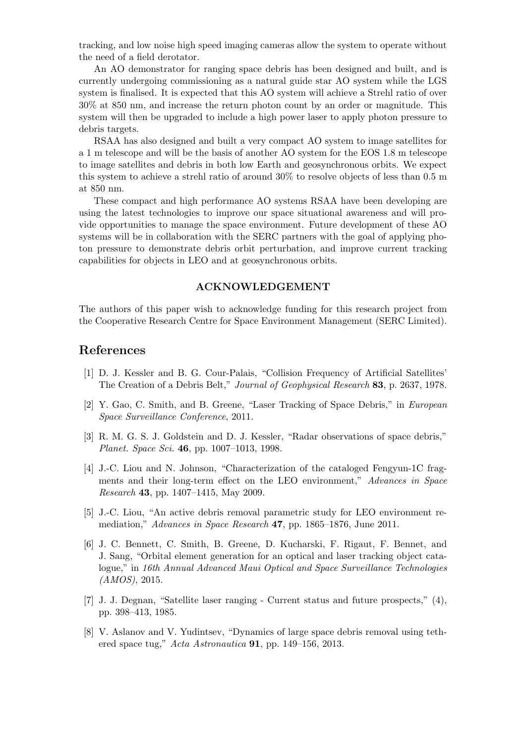tracking, and low noise high speed imaging cameras allow the system to operate without the need of a field derotator.

An AO demonstrator for ranging space debris has been designed and built, and is currently undergoing commissioning as a natural guide star AO system while the LGS system is finalised. It is expected that this AO system will achieve a Strehl ratio of over 30% at 850 nm, and increase the return photon count by an order or magnitude. This system will then be upgraded to include a high power laser to apply photon pressure to debris targets.

RSAA has also designed and built a very compact AO system to image satellites for a 1 m telescope and will be the basis of another AO system for the EOS 1.8 m telescope to image satellites and debris in both low Earth and geosynchronous orbits. We expect this system to achieve a strehl ratio of around 30% to resolve objects of less than 0.5 m at 850 nm.

These compact and high performance AO systems RSAA have been developing are using the latest technologies to improve our space situational awareness and will provide opportunities to manage the space environment. Future development of these AO systems will be in collaboration with the SERC partners with the goal of applying photon pressure to demonstrate debris orbit perturbation, and improve current tracking capabilities for objects in LEO and at geosynchronous orbits.

## ACKNOWLEDGEMENT

The authors of this paper wish to acknowledge funding for this research project from the Cooperative Research Centre for Space Environment Management (SERC Limited).

# References

[1] D. J. Kessler and B. G. Cour-Palais, "Collision Frequency of Artificial Satellites' The Creation of a Debris Belt," *Journal of Geophysical Research* **83**, p. 2637, 1978.

[2] Y. Gao, C. Smith, and B. Greene, "Laser Tracking of Space Debris," in *European Space Surveillance Conference*, 2011.

[3] R. M. G. S. J. Goldstein and D. J. Kessler, "Radar observations of space debris," *Planet. Space Sci.* **46**, pp. 1007–1013, 1998.

[4] J.-C. Liou and N. Johnson, "Characterization of the cataloged Fengyun-1C fragments and their long-term effect on the LEO environment," *Advances in Space Research* **43**, pp. 1407–1415, May 2009.

[5] J.-C. Liou, "An active debris removal parametric study for LEO environment remediation," *Advances in Space Research* **47**, pp. 1865–1876, June 2011.

[6] J. C. Bennett, C. Smith, B. Greene, D. Kucharski, F. Rigaut, F. Bennet, and J. Sang, "Orbital element generation for an optical and laser tracking object catalogue," in *16th Annual Advanced Maui Optical and Space Surveillance Technologies (AMOS)*, 2015.

[7] J. J. Degnan, "Satellite laser ranging - Current status and future prospects," (4), pp. 398–413, 1985.

[8] V. Aslanov and V. Yudintsev, "Dynamics of large space debris removal using tethered space tug," *Acta Astronautica* **91**, pp. 149–156, 2013.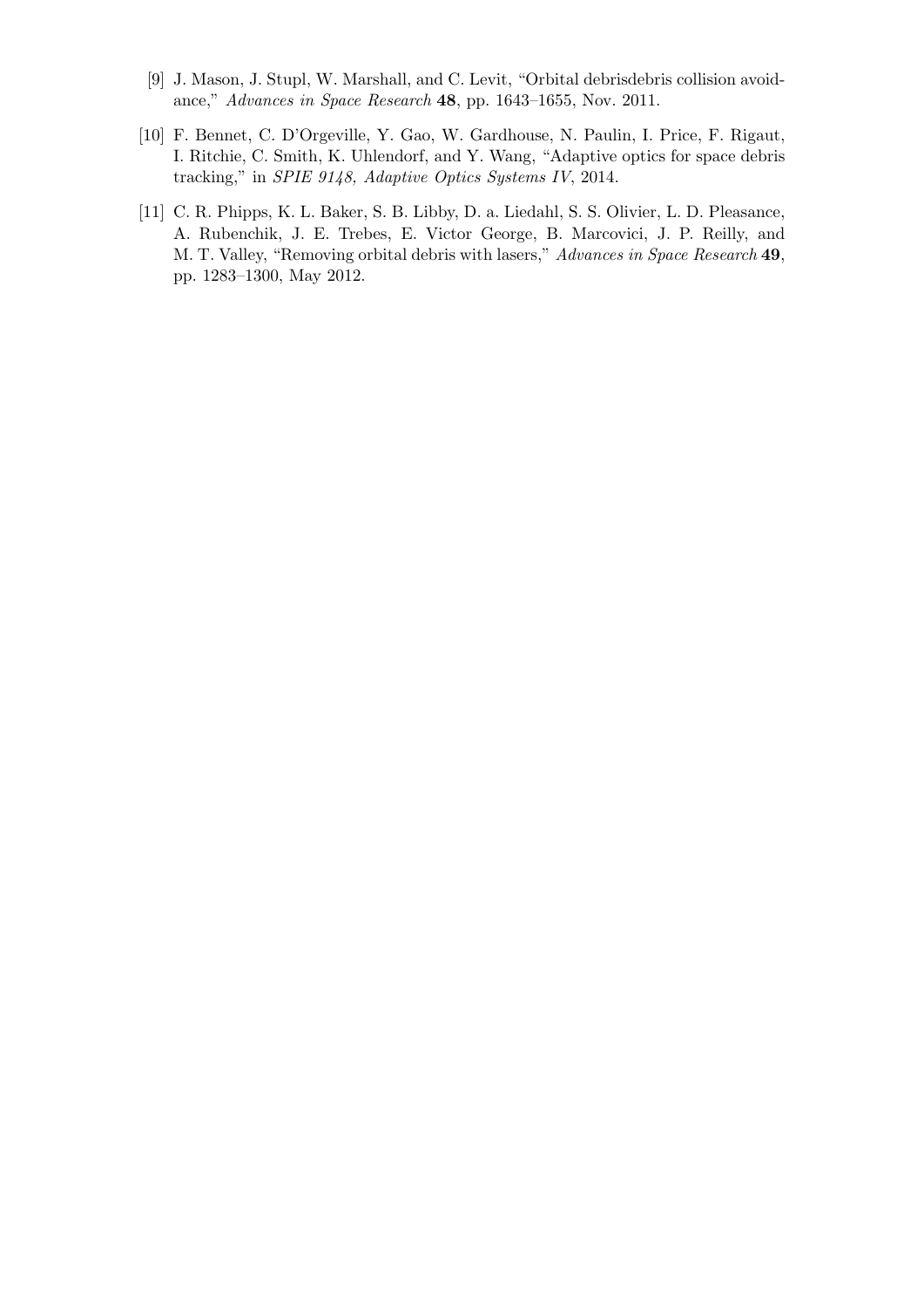[9] J. Mason, J. Stupl, W. Marshall, and C. Levit, "Orbital debrisdebris collision avoidance," *Advances in Space Research* **48**, pp. 1643–1655, Nov. 2011.

[10] F. Bennet, C. D'Orgeville, Y. Gao, W. Gardhouse, N. Paulin, I. Price, F. Rigaut, I. Ritchie, C. Smith, K. Uhlendorf, and Y. Wang, "Adaptive optics for space debris tracking," in *SPIE 9148, Adaptive Optics Systems IV*, 2014.

[11] C. R. Phipps, K. L. Baker, S. B. Libby, D. a. Liedahl, S. S. Olivier, L. D. Pleasance, A. Rubenchik, J. E. Trebes, E. Victor George, B. Marcovici, J. P. Reilly, and M. T. Valley, "Removing orbital debris with lasers," *Advances in Space Research* **49**, pp. 1283–1300, May 2012.